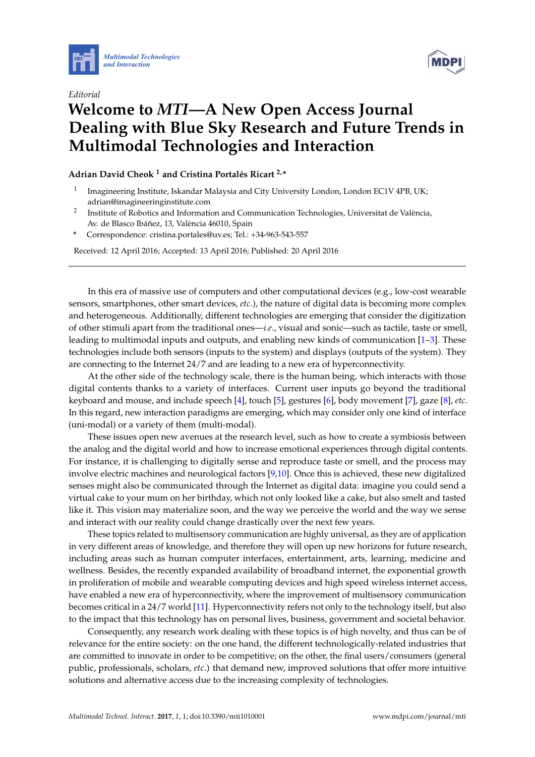Editorial

# Welcome to *MTI*—A New Open Access Journal Dealing with Blue Sky Research and Future Trends in Multimodal Technologies and Interaction

**Adrian David Cheok [1] and Cristina Portalés Ricart [2,*]**

[1] Imagineering Institute, Iskandar Malaysia and City University London, London EC1V 4PB, UK; adrian@imagineeringinstitute.com

[2] Institute of Robotics and Information and Communication Technologies, Universitat de València, Av. de Blasco Ibáñez, 13, València 46010, Spain

\* Correspondence: cristina.portales@uv.es; Tel.: +34-963-543-557

Received: 12 April 2016; Accepted: 13 April 2016; Published: 20 April 2016

---

In this era of massive use of computers and other computational devices (e.g., low-cost wearable sensors, smartphones, other smart devices, *etc.*), the nature of digital data is becoming more complex and heterogeneous. Additionally, different technologies are emerging that consider the digitization of other stimuli apart from the traditional ones—*i.e.*, visual and sonic—such as tactile, taste or smell, leading to multimodal inputs and outputs, and enabling new kinds of communication [1–3]. These technologies include both sensors (inputs to the system) and displays (outputs of the system). They are connecting to the Internet 24/7 and are leading to a new era of hyperconnectivity.

At the other side of the technology scale, there is the human being, which interacts with those digital contents thanks to a variety of interfaces. Current user inputs go beyond the traditional keyboard and mouse, and include speech [4], touch [5], gestures [6], body movement [7], gaze [8], *etc.* In this regard, new interaction paradigms are emerging, which may consider only one kind of interface (uni-modal) or a variety of them (multi-modal).

These issues open new avenues at the research level, such as how to create a symbiosis between the analog and the digital world and how to increase emotional experiences through digital contents. For instance, it is challenging to digitally sense and reproduce taste or smell, and the process may involve electric machines and neurological factors [9,10]. Once this is achieved, these new digitalized senses might also be communicated through the Internet as digital data: imagine you could send a virtual cake to your mum on her birthday, which not only looked like a cake, but also smelt and tasted like it. This vision may materialize soon, and the way we perceive the world and the way we sense and interact with our reality could change drastically over the next few years.

These topics related to multisensory communication are highly universal, as they are of application in very different areas of knowledge, and therefore they will open up new horizons for future research, including areas such as human computer interfaces, entertainment, arts, learning, medicine and wellness. Besides, the recently expanded availability of broadband internet, the exponential growth in proliferation of mobile and wearable computing devices and high speed wireless internet access, have enabled a new era of hyperconnectivity, where the improvement of multisensory communication becomes critical in a 24/7 world [11]. Hyperconnectivity refers not only to the technology itself, but also to the impact that this technology has on personal lives, business, government and societal behavior.

Consequently, any research work dealing with these topics is of high novelty, and thus can be of relevance for the entire society: on the one hand, the different technologically-related industries that are committed to innovate in order to be competitive; on the other, the final users/consumers (general public, professionals, scholars, *etc.*) that demand new, improved solutions that offer more intuitive solutions and alternative access due to the increasing complexity of technologies.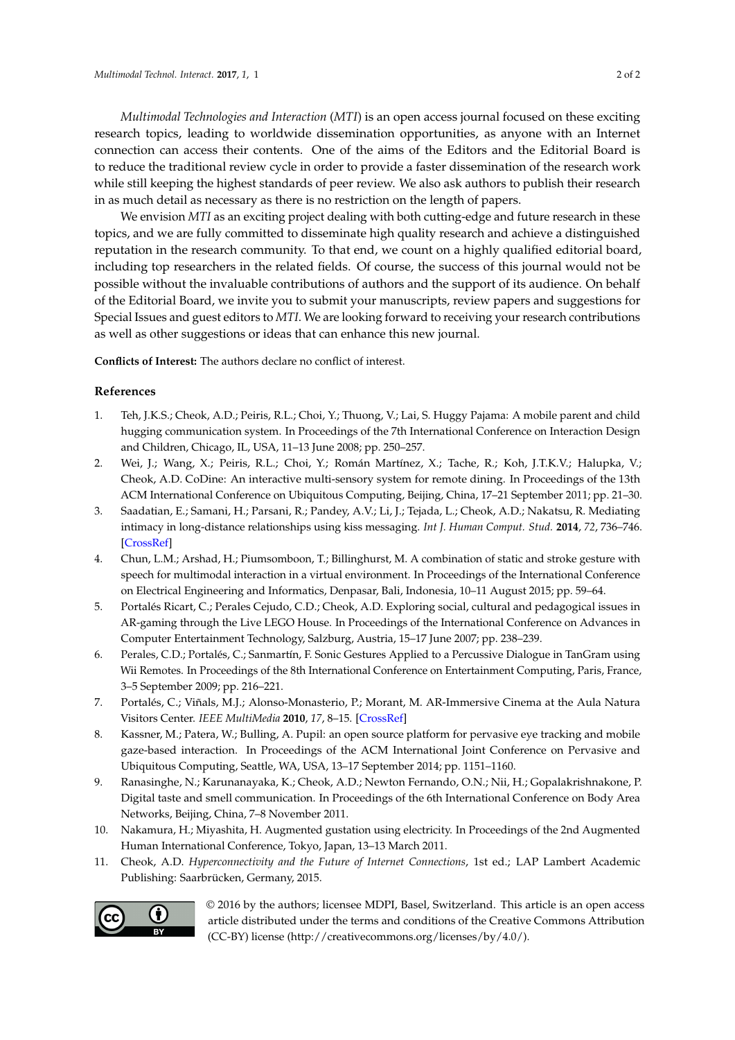*Multimodal Technologies and Interaction* (*MTI*) is an open access journal focused on these exciting research topics, leading to worldwide dissemination opportunities, as anyone with an Internet connection can access their contents. One of the aims of the Editors and the Editorial Board is to reduce the traditional review cycle in order to provide a faster dissemination of the research work while still keeping the highest standards of peer review. We also ask authors to publish their research in as much detail as necessary as there is no restriction on the length of papers.

We envision *MTI* as an exciting project dealing with both cutting-edge and future research in these topics, and we are fully committed to disseminate high quality research and achieve a distinguished reputation in the research community. To that end, we count on a highly qualified editorial board, including top researchers in the related fields. Of course, the success of this journal would not be possible without the invaluable contributions of authors and the support of its audience. On behalf of the Editorial Board, we invite you to submit your manuscripts, review papers and suggestions for Special Issues and guest editors to *MTI*. We are looking forward to receiving your research contributions as well as other suggestions or ideas that can enhance this new journal.

**Conflicts of Interest:** The authors declare no conflict of interest.

## References

1. Teh, J.K.S.; Cheok, A.D.; Peiris, R.L.; Choi, Y.; Thuong, V.; Lai, S. Huggy Pajama: A mobile parent and child hugging communication system. In Proceedings of the 7th International Conference on Interaction Design and Children, Chicago, IL, USA, 11–13 June 2008; pp. 250–257.
2. Wei, J.; Wang, X.; Peiris, R.L.; Choi, Y.; Román Martínez, X.; Tache, R.; Koh, J.T.K.V.; Halupka, V.; Cheok, A.D. CoDine: An interactive multi-sensory system for remote dining. In Proceedings of the 13th ACM International Conference on Ubiquitous Computing, Beijing, China, 17–21 September 2011; pp. 21–30.
3. Saadatian, E.; Samani, H.; Parsani, R.; Pandey, A.V.; Li, J.; Tejada, L.; Cheok, A.D.; Nakatsu, R. Mediating intimacy in long-distance relationships using kiss messaging. *Int J. Human Comput. Stud.* **2014**, *72*, 736–746. [CrossRef]
4. Chun, L.M.; Arshad, H.; Piumsomboon, T.; Billinghurst, M. A combination of static and stroke gesture with speech for multimodal interaction in a virtual environment. In Proceedings of the International Conference on Electrical Engineering and Informatics, Denpasar, Bali, Indonesia, 10–11 August 2015; pp. 59–64.
5. Portalés Ricart, C.; Perales Cejudo, C.D.; Cheok, A.D. Exploring social, cultural and pedagogical issues in AR-gaming through the Live LEGO House. In Proceedings of the International Conference on Advances in Computer Entertainment Technology, Salzburg, Austria, 15–17 June 2007; pp. 238–239.
6. Perales, C.D.; Portalés, C.; Sanmartín, F. Sonic Gestures Applied to a Percussive Dialogue in TanGram using Wii Remotes. In Proceedings of the 8th International Conference on Entertainment Computing, Paris, France, 3–5 September 2009; pp. 216–221.
7. Portalés, C.; Viñals, M.J.; Alonso-Monasterio, P.; Morant, M. AR-Immersive Cinema at the Aula Natura Visitors Center. *IEEE MultiMedia* **2010**, *17*, 8–15. [CrossRef]
8. Kassner, M.; Patera, W.; Bulling, A. Pupil: an open source platform for pervasive eye tracking and mobile gaze-based interaction. In Proceedings of the ACM International Joint Conference on Pervasive and Ubiquitous Computing, Seattle, WA, USA, 13–17 September 2014; pp. 1151–1160.
9. Ranasinghe, N.; Karunanayaka, K.; Cheok, A.D.; Newton Fernando, O.N.; Nii, H.; Gopalakrishnakone, P. Digital taste and smell communication. In Proceedings of the 6th International Conference on Body Area Networks, Beijing, China, 7–8 November 2011.
10. Nakamura, H.; Miyashita, H. Augmented gustation using electricity. In Proceedings of the 2nd Augmented Human International Conference, Tokyo, Japan, 13–13 March 2011.
11. Cheok, A.D. *Hyperconnectivity and the Future of Internet Connections*, 1st ed.; LAP Lambert Academic Publishing: Saarbrücken, Germany, 2015.

© 2016 by the authors; licensee MDPI, Basel, Switzerland. This article is an open access article distributed under the terms and conditions of the Creative Commons Attribution (CC-BY) license (http://creativecommons.org/licenses/by/4.0/).